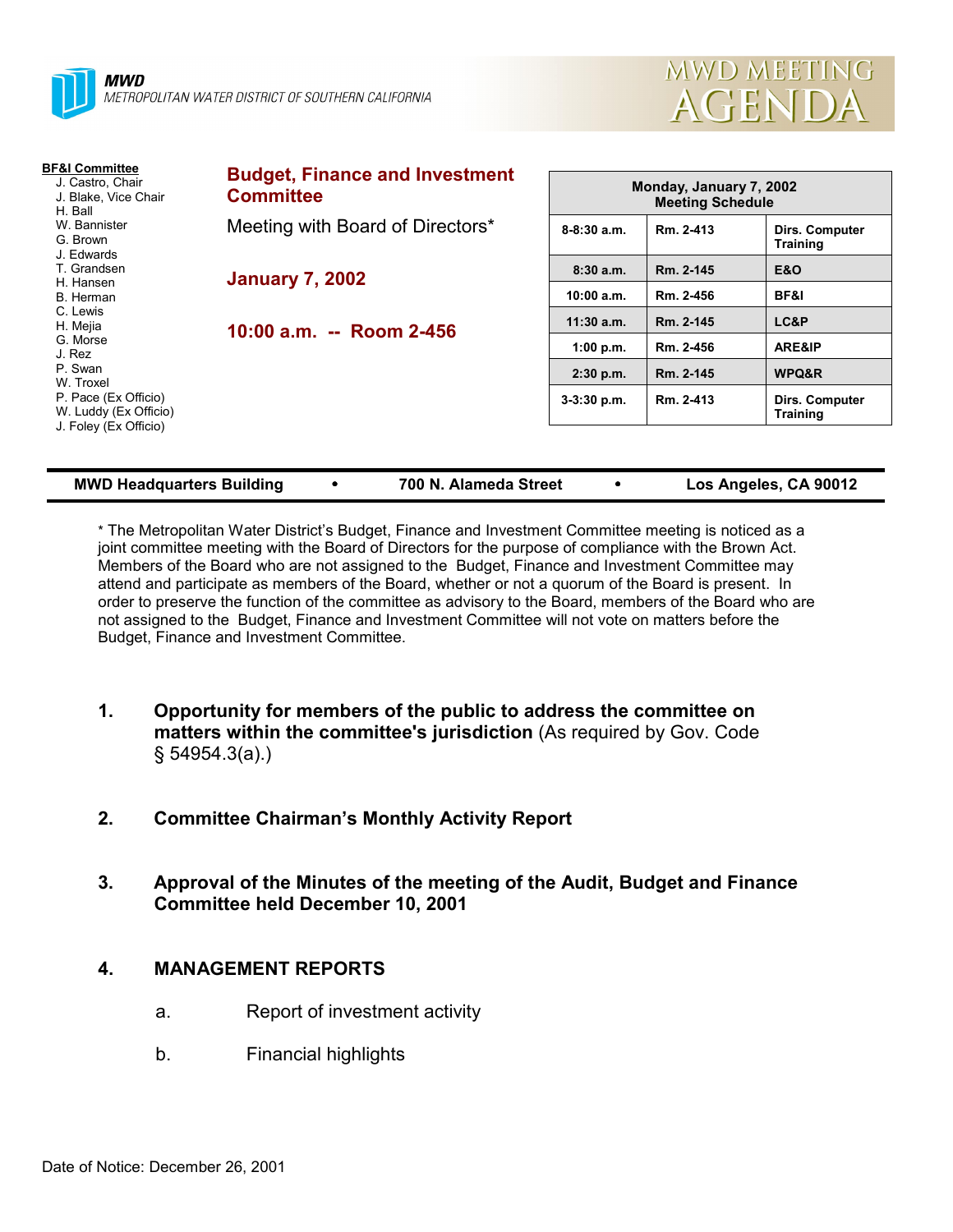**MWD**
METROPOLITAN WATER DISTRICT OF SOUTHERN CALIFORNIA

# MWD MEETING AGENDA

**BF&I Committee**
- J. Castro, Chair
- J. Blake, Vice Chair
- H. Ball
- W. Bannister
- G. Brown
- J. Edwards
- T. Grandsen
- H. Hansen
- B. Herman
- C. Lewis
- H. Mejia
- G. Morse
- J. Rez
- P. Swan
- W. Troxel
- P. Pace (Ex Officio)
- W. Luddy (Ex Officio)
- J. Foley (Ex Officio)

## Budget, Finance and Investment Committee

Meeting with Board of Directors*

**January 7, 2002**

**10:00 a.m. -- Room 2-456**

| Monday, January 7, 2002 Meeting Schedule | | |
|---|---|---|
| 8-8:30 a.m. | Rm. 2-413 | Dirs. Computer Training |
| 8:30 a.m. | Rm. 2-145 | E&O |
| 10:00 a.m. | Rm. 2-456 | BF&I |
| 11:30 a.m. | Rm. 2-145 | LC&P |
| 1:00 p.m. | Rm. 2-456 | ARE&IP |
| 2:30 p.m. | Rm. 2-145 | WPQ&R |
| 3-3:30 p.m. | Rm. 2-413 | Dirs. Computer Training |

**MWD Headquarters Building • 700 N. Alameda Street • Los Angeles, CA 90012**

* The Metropolitan Water District's Budget, Finance and Investment Committee meeting is noticed as a joint committee meeting with the Board of Directors for the purpose of compliance with the Brown Act. Members of the Board who are not assigned to the Budget, Finance and Investment Committee may attend and participate as members of the Board, whether or not a quorum of the Board is present. In order to preserve the function of the committee as advisory to the Board, members of the Board who are not assigned to the Budget, Finance and Investment Committee will not vote on matters before the Budget, Finance and Investment Committee.

1. **Opportunity for members of the public to address the committee on matters within the committee's jurisdiction** (As required by Gov. Code § 54954.3(a).)

2. **Committee Chairman's Monthly Activity Report**

3. **Approval of the Minutes of the meeting of the Audit, Budget and Finance Committee held December 10, 2001**

4. **MANAGEMENT REPORTS**

   a. Report of investment activity

   b. Financial highlights

Date of Notice: December 26, 2001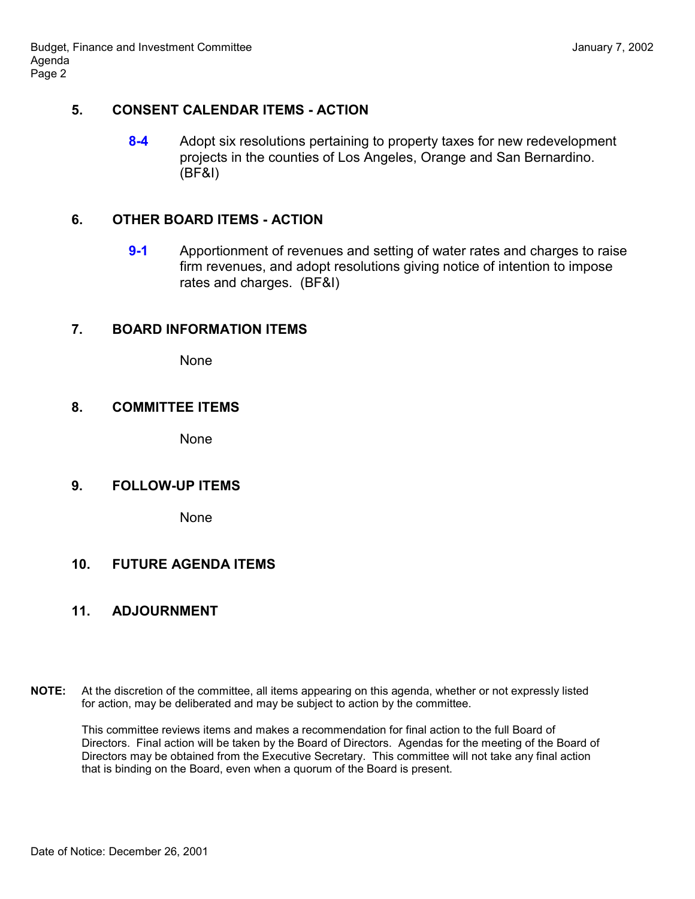## 5. CONSENT CALENDAR ITEMS - ACTION

**8-4** Adopt six resolutions pertaining to property taxes for new redevelopment projects in the counties of Los Angeles, Orange and San Bernardino. (BF&I)

## 6. OTHER BOARD ITEMS - ACTION

**9-1** Apportionment of revenues and setting of water rates and charges to raise firm revenues, and adopt resolutions giving notice of intention to impose rates and charges. (BF&I)

## 7. BOARD INFORMATION ITEMS

None

## 8. COMMITTEE ITEMS

None

## 9. FOLLOW-UP ITEMS

None

## 10. FUTURE AGENDA ITEMS

## 11. ADJOURNMENT

**NOTE:** At the discretion of the committee, all items appearing on this agenda, whether or not expressly listed for action, may be deliberated and may be subject to action by the committee.

This committee reviews items and makes a recommendation for final action to the full Board of Directors. Final action will be taken by the Board of Directors. Agendas for the meeting of the Board of Directors may be obtained from the Executive Secretary. This committee will not take any final action that is binding on the Board, even when a quorum of the Board is present.

Date of Notice: December 26, 2001